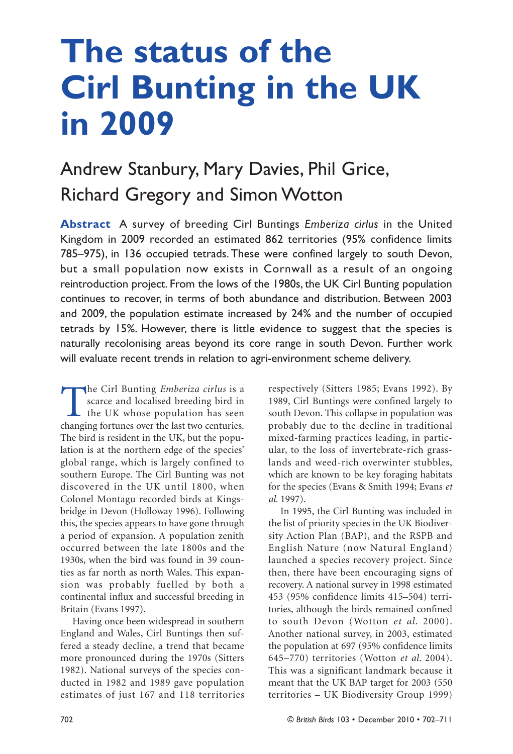# The status of the Cirl Bunting in the UK in 2009

## Andrew Stanbury, Mary Davies, Phil Grice, Richard Gregory and Simon Wotton

**Abstract** A survey of breeding Cirl Buntings *Emberiza cirlus* in the United Kingdom in 2009 recorded an estimated 862 territories (95% confidence limits 785–975), in 136 occupied tetrads. These were confined largely to south Devon, but a small population now exists in Cornwall as a result of an ongoing reintroduction project. From the lows of the 1980s, the UK Cirl Bunting population continues to recover, in terms of both abundance and distribution. Between 2003 and 2009, the population estimate increased by 24% and the number of occupied tetrads by 15%. However, there is little evidence to suggest that the species is naturally recolonising areas beyond its core range in south Devon. Further work will evaluate recent trends in relation to agri-environment scheme delivery.

The Cirl Bunting *Emberiza cirlus* is a scarce and localised breeding bird in the UK whose population has seen changing fortunes over the last two centuries. The bird is resident in the UK, but the population is at the northern edge of the species' global range, which is largely confined to southern Europe. The Cirl Bunting was not discovered in the UK until 1800, when Colonel Montagu recorded birds at Kingsbridge in Devon (Holloway 1996). Following this, the species appears to have gone through a period of expansion. A population zenith occurred between the late 1800s and the 1930s, when the bird was found in 39 counties as far north as north Wales. This expansion was probably fuelled by both a continental influx and successful breeding in Britain (Evans 1997).

Having once been widespread in southern England and Wales, Cirl Buntings then suffered a steady decline, a trend that became more pronounced during the 1970s (Sitters 1982). National surveys of the species conducted in 1982 and 1989 gave population estimates of just 167 and 118 territories respectively (Sitters 1985; Evans 1992). By 1989, Cirl Buntings were confined largely to south Devon. This collapse in population was probably due to the decline in traditional mixed-farming practices leading, in particular, to the loss of invertebrate-rich grasslands and weed-rich overwinter stubbles, which are known to be key foraging habitats for the species (Evans & Smith 1994; Evans *et al.* 1997).

In 1995, the Cirl Bunting was included in the list of priority species in the UK Biodiversity Action Plan (BAP), and the RSPB and English Nature (now Natural England) launched a species recovery project. Since then, there have been encouraging signs of recovery. A national survey in 1998 estimated 453 (95% confidence limits 415–504) territories, although the birds remained confined to south Devon (Wotton *et al.* 2000). Another national survey, in 2003, estimated the population at 697 (95% confidence limits 645–770) territories (Wotton *et al.* 2004). This was a significant landmark because it meant that the UK BAP target for 2003 (550 territories – UK Biodiversity Group 1999)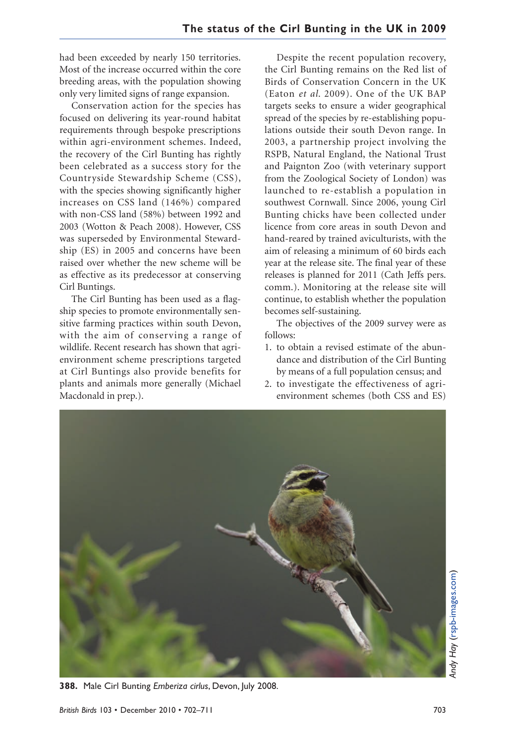had been exceeded by nearly 150 territories. Most of the increase occurred within the core breeding areas, with the population showing only very limited signs of range expansion.

Conservation action for the species has focused on delivering its year-round habitat requirements through bespoke prescriptions within agri-environment schemes. Indeed, the recovery of the Cirl Bunting has rightly been celebrated as a success story for the Countryside Stewardship Scheme (CSS), with the species showing significantly higher increases on CSS land (146%) compared with non-CSS land (58%) between 1992 and 2003 (Wotton & Peach 2008). However, CSS was superseded by Environmental Stewardship (ES) in 2005 and concerns have been raised over whether the new scheme will be as effective as its predecessor at conserving Cirl Buntings.

The Cirl Bunting has been used as a flagship species to promote environmentally sensitive farming practices within south Devon, with the aim of conserving a range of wildlife. Recent research has shown that agri-environment scheme prescriptions targeted at Cirl Buntings also provide benefits for plants and animals more generally (Michael Macdonald in prep.).

Despite the recent population recovery, the Cirl Bunting remains on the Red list of Birds of Conservation Concern in the UK (Eaton *et al.* 2009). One of the UK BAP targets seeks to ensure a wider geographical spread of the species by re-establishing populations outside their south Devon range. In 2003, a partnership project involving the RSPB, Natural England, the National Trust and Paignton Zoo (with veterinary support from the Zoological Society of London) was launched to re-establish a population in southwest Cornwall. Since 2006, young Cirl Bunting chicks have been collected under licence from core areas in south Devon and hand-reared by trained aviculturists, with the aim of releasing a minimum of 60 birds each year at the release site. The final year of these releases is planned for 2011 (Cath Jeffs pers. comm.). Monitoring at the release site will continue, to establish whether the population becomes self-sustaining.

The objectives of the 2009 survey were as follows:

1. to obtain a revised estimate of the abundance and distribution of the Cirl Bunting by means of a full population census; and
2. to investigate the effectiveness of agri-environment schemes (both CSS and ES)

**388.** Male Cirl Bunting *Emberiza cirlus*, Devon, July 2008.

*Andy Hay (rspb-images.com)*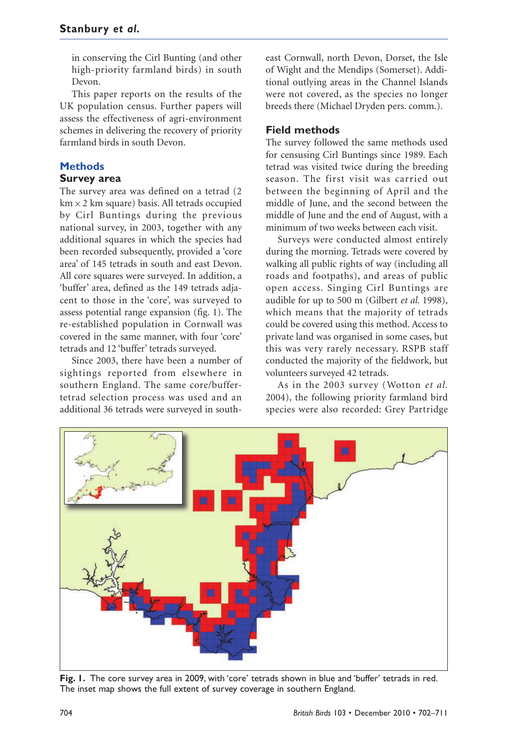in conserving the Cirl Bunting (and other high-priority farmland birds) in south Devon.

This paper reports on the results of the UK population census. Further papers will assess the effectiveness of agri-environment schemes in delivering the recovery of priority farmland birds in south Devon.

## Methods

### Survey area

The survey area was defined on a tetrad (2 km × 2 km square) basis. All tetrads occupied by Cirl Buntings during the previous national survey, in 2003, together with any additional squares in which the species had been recorded subsequently, provided a 'core area' of 145 tetrads in south and east Devon. All core squares were surveyed. In addition, a 'buffer' area, defined as the 149 tetrads adjacent to those in the 'core', was surveyed to assess potential range expansion (fig. 1). The re-established population in Cornwall was covered in the same manner, with four 'core' tetrads and 12 'buffer' tetrads surveyed.

Since 2003, there have been a number of sightings reported from elsewhere in southern England. The same core/buffer-tetrad selection process was used and an additional 36 tetrads were surveyed in south-east Cornwall, north Devon, Dorset, the Isle of Wight and the Mendips (Somerset). Additional outlying areas in the Channel Islands were not covered, as the species no longer breeds there (Michael Dryden pers. comm.).

### Field methods

The survey followed the same methods used for censusing Cirl Buntings since 1989. Each tetrad was visited twice during the breeding season. The first visit was carried out between the beginning of April and the middle of June, and the second between the middle of June and the end of August, with a minimum of two weeks between each visit.

Surveys were conducted almost entirely during the morning. Tetrads were covered by walking all public rights of way (including all roads and footpaths), and areas of public open access. Singing Cirl Buntings are audible for up to 500 m (Gilbert *et al.* 1998), which means that the majority of tetrads could be covered using this method. Access to private land was organised in some cases, but this was very rarely necessary. RSPB staff conducted the majority of the fieldwork, but volunteers surveyed 42 tetrads.

As in the 2003 survey (Wotton *et al.* 2004), the following priority farmland bird species were also recorded: Grey Partridge

**Fig. 1.** The core survey area in 2009, with 'core' tetrads shown in blue and 'buffer' tetrads in red. The inset map shows the full extent of survey coverage in southern England.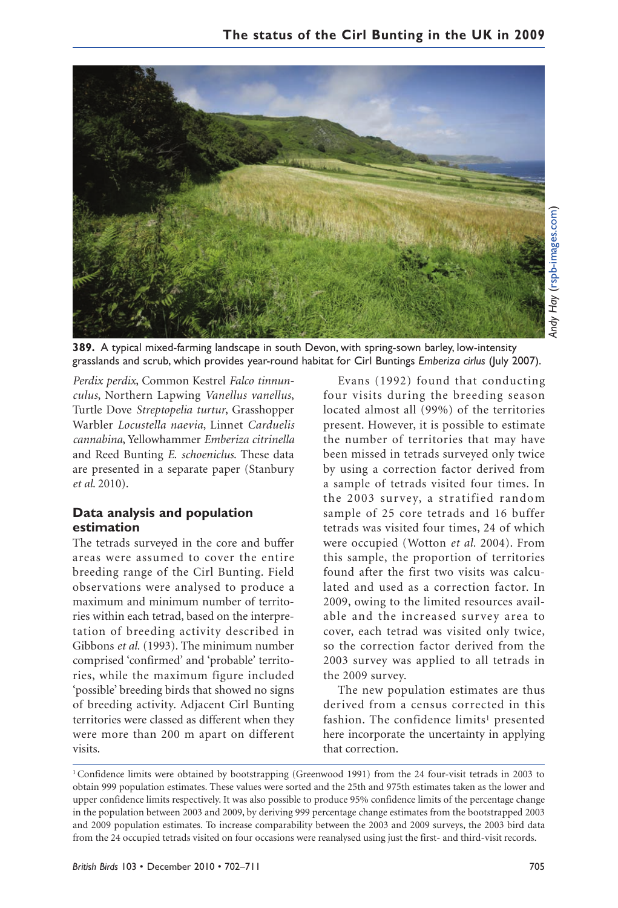389. A typical mixed-farming landscape in south Devon, with spring-sown barley, low-intensity grasslands and scrub, which provides year-round habitat for Cirl Buntings *Emberiza cirlus* (July 2007).

Andy Hay (rspb-images.com)

*Perdix perdix*, Common Kestrel *Falco tinnunculus*, Northern Lapwing *Vanellus vanellus*, Turtle Dove *Streptopelia turtur*, Grasshopper Warbler *Locustella naevia*, Linnet *Carduelis cannabina*, Yellowhammer *Emberiza citrinella* and Reed Bunting *E. schoeniclus*. These data are presented in a separate paper (Stanbury *et al.* 2010).

## Data analysis and population estimation

The tetrads surveyed in the core and buffer areas were assumed to cover the entire breeding range of the Cirl Bunting. Field observations were analysed to produce a maximum and minimum number of territories within each tetrad, based on the interpretation of breeding activity described in Gibbons *et al.* (1993). The minimum number comprised 'confirmed' and 'probable' territories, while the maximum figure included 'possible' breeding birds that showed no signs of breeding activity. Adjacent Cirl Bunting territories were classed as different when they were more than 200 m apart on different visits.

Evans (1992) found that conducting four visits during the breeding season located almost all (99%) of the territories present. However, it is possible to estimate the number of territories that may have been missed in tetrads surveyed only twice by using a correction factor derived from a sample of tetrads visited four times. In the 2003 survey, a stratified random sample of 25 core tetrads and 16 buffer tetrads was visited four times, 24 of which were occupied (Wotton *et al.* 2004). From this sample, the proportion of territories found after the first two visits was calculated and used as a correction factor. In 2009, owing to the limited resources available and the increased survey area to cover, each tetrad was visited only twice, so the correction factor derived from the 2003 survey was applied to all tetrads in the 2009 survey.

The new population estimates are thus derived from a census corrected in this fashion. The confidence limits[1] presented here incorporate the uncertainty in applying that correction.

[1] Confidence limits were obtained by bootstrapping (Greenwood 1991) from the 24 four-visit tetrads in 2003 to obtain 999 population estimates. These values were sorted and the 25th and 975th estimates taken as the lower and upper confidence limits respectively. It was also possible to produce 95% confidence limits of the percentage change in the population between 2003 and 2009, by deriving 999 percentage change estimates from the bootstrapped 2003 and 2009 population estimates. To increase comparability between the 2003 and 2009 surveys, the 2003 bird data from the 24 occupied tetrads visited on four occasions were reanalysed using just the first- and third-visit records.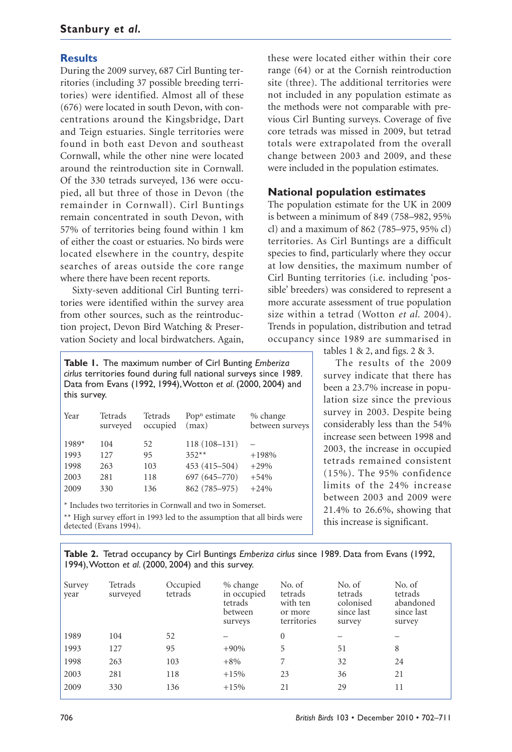## Results

During the 2009 survey, 687 Cirl Bunting territories (including 37 possible breeding territories) were identified. Almost all of these (676) were located in south Devon, with concentrations around the Kingsbridge, Dart and Teign estuaries. Single territories were found in both east Devon and southeast Cornwall, while the other nine were located around the reintroduction site in Cornwall. Of the 330 tetrads surveyed, 136 were occupied, all but three of those in Devon (the remainder in Cornwall). Cirl Buntings remain concentrated in south Devon, with 57% of territories being found within 1 km of either the coast or estuaries. No birds were located elsewhere in the country, despite searches of areas outside the core range where there have been recent reports.

Sixty-seven additional Cirl Bunting territories were identified within the survey area from other sources, such as the reintroduction project, Devon Bird Watching & Preservation Society and local birdwatchers. Again, these were located either within their core range (64) or at the Cornish reintroduction site (three). The additional territories were not included in any population estimate as the methods were not comparable with previous Cirl Bunting surveys. Coverage of five core tetrads was missed in 2009, but tetrad totals were extrapolated from the overall change between 2003 and 2009, and these were included in the population estimates.

### National population estimates

The population estimate for the UK in 2009 is between a minimum of 849 (758–982, 95% cl) and a maximum of 862 (785–975, 95% cl) territories. As Cirl Buntings are a difficult species to find, particularly where they occur at low densities, the maximum number of Cirl Bunting territories (i.e. including 'possible' breeders) was considered to represent a more accurate assessment of true population size within a tetrad (Wotton *et al.* 2004). Trends in population, distribution and tetrad occupancy since 1989 are summarised in tables 1 & 2, and figs. 2 & 3.

The results of the 2009 survey indicate that there has been a 23.7% increase in population size since the previous survey in 2003. Despite being considerably less than the 54% increase seen between 1998 and 2003, the increase in occupied tetrads remained consistent (15%). The 95% confidence limits of the 24% increase between 2003 and 2009 were 21.4% to 26.6%, showing that this increase is significant.

**Table 1.** The maximum number of Cirl Bunting *Emberiza cirlus* territories found during full national surveys since 1989. Data from Evans (1992, 1994), Wotton *et al.* (2000, 2004) and this survey.

| Year | Tetrads surveyed | Tetrads occupied | Pop$^n$ estimate (max) | % change between surveys |
|---|---|---|---|---|
| 1989* | 104 | 52 | 118 (108–131) | – |
| 1993 | 127 | 95 | 352** | +198% |
| 1998 | 263 | 103 | 453 (415–504) | +29% |
| 2003 | 281 | 118 | 697 (645–770) | +54% |
| 2009 | 330 | 136 | 862 (785–975) | +24% |

\* Includes two territories in Cornwall and two in Somerset.

\*\* High survey effort in 1993 led to the assumption that all birds were detected (Evans 1994).

**Table 2.** Tetrad occupancy by Cirl Buntings *Emberiza cirlus* since 1989. Data from Evans (1992, 1994), Wotton *et al.* (2000, 2004) and this survey.

| Survey year | Tetrads surveyed | Occupied tetrads | % change in occupied tetrads between surveys | No. of tetrads with ten or more territories | No. of tetrads colonised since last survey | No. of tetrads abandoned since last survey |
|---|---|---|---|---|---|---|
| 1989 | 104 | 52 | – | 0 | – | – |
| 1993 | 127 | 95 | +90% | 5 | 51 | 8 |
| 1998 | 263 | 103 | +8% | 7 | 32 | 24 |
| 2003 | 281 | 118 | +15% | 23 | 36 | 21 |
| 2009 | 330 | 136 | +15% | 21 | 29 | 11 |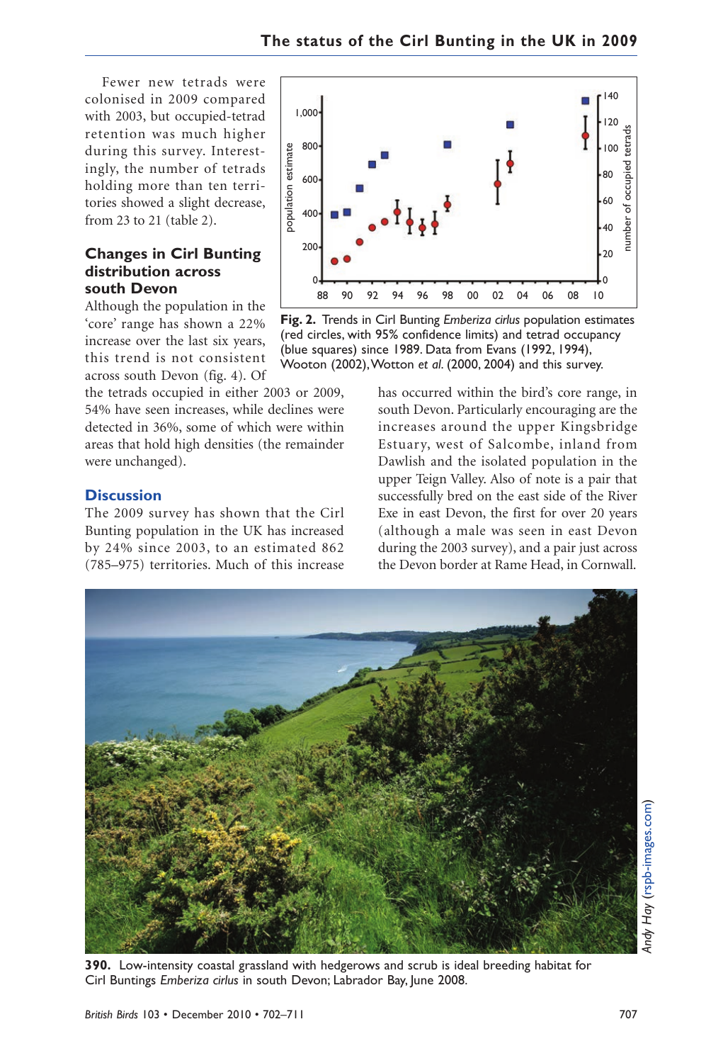Fewer new tetrads were colonised in 2009 compared with 2003, but occupied-tetrad retention was much higher during this survey. Interestingly, the number of tetrads holding more than ten territories showed a slight decrease, from 23 to 21 (table 2).

### Changes in Cirl Bunting distribution across south Devon

Although the population in the 'core' range has shown a 22% increase over the last six years, this trend is not consistent across south Devon (fig. 4). Of the tetrads occupied in either 2003 or 2009, 54% have seen increases, while declines were detected in 36%, some of which were within areas that hold high densities (the remainder were unchanged).

population estimate
0
200
400
600
800
1,000
number of occupied tetrads
0
20
40
60
80
100
120
140
88 90 92 94 96 98 00 02 04 06 08 10

**Fig. 2.** Trends in Cirl Bunting *Emberiza cirlus* population estimates (red circles, with 95% confidence limits) and tetrad occupancy (blue squares) since 1989. Data from Evans (1992, 1994), Wooton (2002), Wotton *et al.* (2000, 2004) and this survey.

## Discussion

The 2009 survey has shown that the Cirl Bunting population in the UK has increased by 24% since 2003, to an estimated 862 (785–975) territories. Much of this increase has occurred within the bird's core range, in south Devon. Particularly encouraging are the increases around the upper Kingsbridge Estuary, west of Salcombe, inland from Dawlish and the isolated population in the upper Teign Valley. Also of note is a pair that successfully bred on the east side of the River Exe in east Devon, the first for over 20 years (although a male was seen in east Devon during the 2003 survey), and a pair just across the Devon border at Rame Head, in Cornwall.

*Andy Hay* (rspb-images.com)

**390.** Low-intensity coastal grassland with hedgerows and scrub is ideal breeding habitat for Cirl Buntings *Emberiza cirlus* in south Devon; Labrador Bay, June 2008.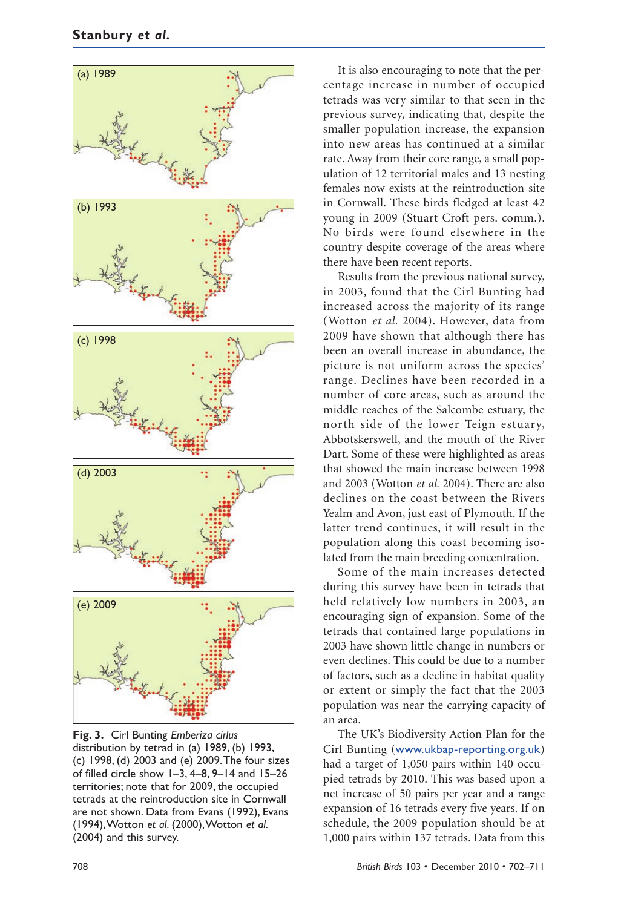(a) 1989

(b) 1993

(c) 1998

(d) 2003

(e) 2009

**Fig. 3.** Cirl Bunting *Emberiza cirlus* distribution by tetrad in (a) 1989, (b) 1993, (c) 1998, (d) 2003 and (e) 2009. The four sizes of filled circle show 1–3, 4–8, 9–14 and 15–26 territories; note that for 2009, the occupied tetrads at the reintroduction site in Cornwall are not shown. Data from Evans (1992), Evans (1994), Wotton *et al.* (2000), Wotton *et al.* (2004) and this survey.

It is also encouraging to note that the percentage increase in number of occupied tetrads was very similar to that seen in the previous survey, indicating that, despite the smaller population increase, the expansion into new areas has continued at a similar rate. Away from their core range, a small population of 12 territorial males and 13 nesting females now exists at the reintroduction site in Cornwall. These birds fledged at least 42 young in 2009 (Stuart Croft pers. comm.). No birds were found elsewhere in the country despite coverage of the areas where there have been recent reports.

Results from the previous national survey, in 2003, found that the Cirl Bunting had increased across the majority of its range (Wotton *et al.* 2004). However, data from 2009 have shown that although there has been an overall increase in abundance, the picture is not uniform across the species' range. Declines have been recorded in a number of core areas, such as around the middle reaches of the Salcombe estuary, the north side of the lower Teign estuary, Abbotskerswell, and the mouth of the River Dart. Some of these were highlighted as areas that showed the main increase between 1998 and 2003 (Wotton *et al.* 2004). There are also declines on the coast between the Rivers Yealm and Avon, just east of Plymouth. If the latter trend continues, it will result in the population along this coast becoming isolated from the main breeding concentration.

Some of the main increases detected during this survey have been in tetrads that held relatively low numbers in 2003, an encouraging sign of expansion. Some of the tetrads that contained large populations in 2003 have shown little change in numbers or even declines. This could be due to a number of factors, such as a decline in habitat quality or extent or simply the fact that the 2003 population was near the carrying capacity of an area.

The UK's Biodiversity Action Plan for the Cirl Bunting (www.ukbap-reporting.org.uk) had a target of 1,050 pairs within 140 occupied tetrads by 2010. This was based upon a net increase of 50 pairs per year and a range expansion of 16 tetrads every five years. If on schedule, the 2009 population should be at 1,000 pairs within 137 tetrads. Data from this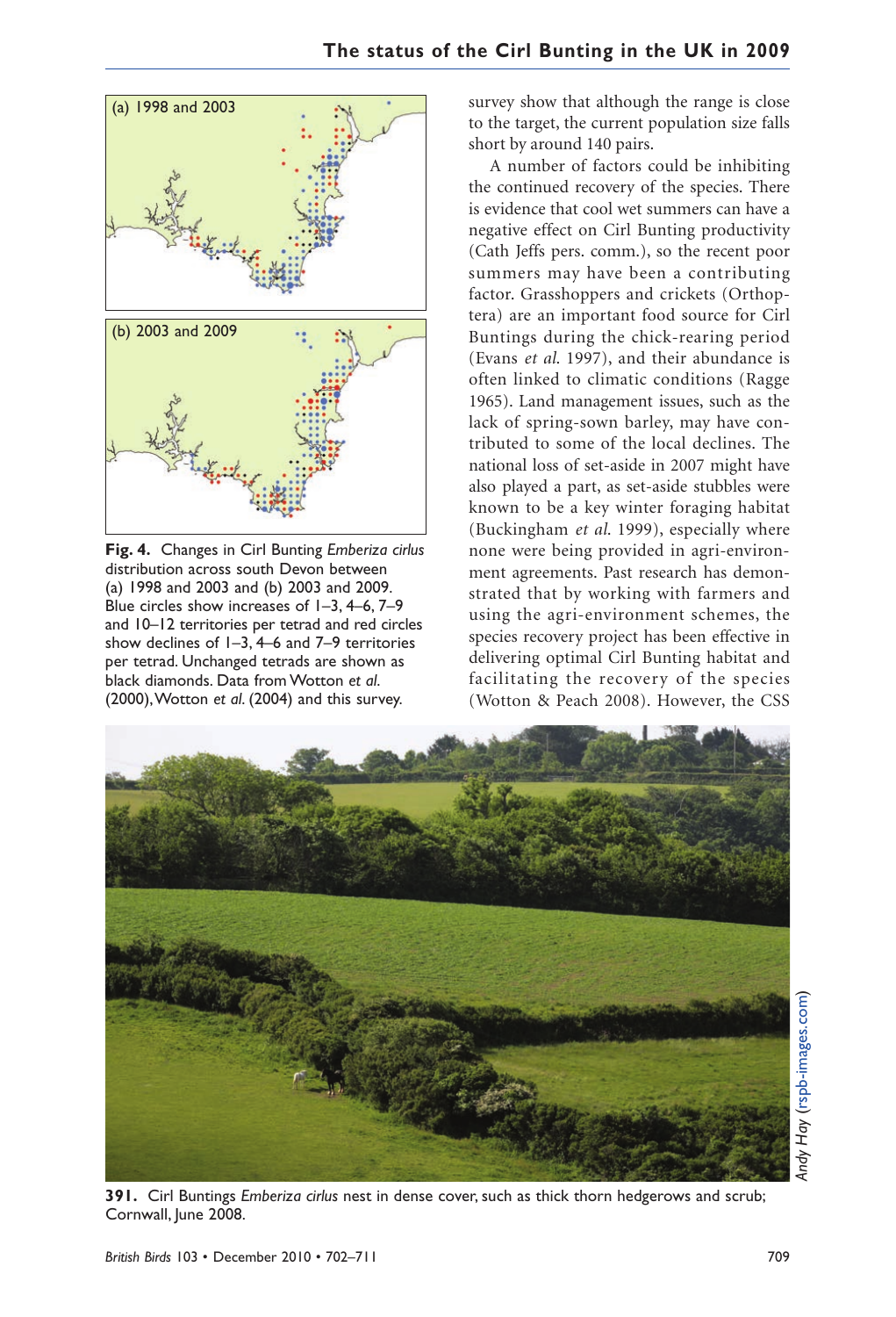(a) 1998 and 2003

(b) 2003 and 2009

**Fig. 4.** Changes in Cirl Bunting *Emberiza cirlus* distribution across south Devon between (a) 1998 and 2003 and (b) 2003 and 2009. Blue circles show increases of 1–3, 4–6, 7–9 and 10–12 territories per tetrad and red circles show declines of 1–3, 4–6 and 7–9 territories per tetrad. Unchanged tetrads are shown as black diamonds. Data from Wotton *et al.* (2000), Wotton *et al.* (2004) and this survey.

survey show that although the range is close to the target, the current population size falls short by around 140 pairs.

A number of factors could be inhibiting the continued recovery of the species. There is evidence that cool wet summers can have a negative effect on Cirl Bunting productivity (Cath Jeffs pers. comm.), so the recent poor summers may have been a contributing factor. Grasshoppers and crickets (Orthoptera) are an important food source for Cirl Buntings during the chick-rearing period (Evans *et al.* 1997), and their abundance is often linked to climatic conditions (Ragge 1965). Land management issues, such as the lack of spring-sown barley, may have contributed to some of the local declines. The national loss of set-aside in 2007 might have also played a part, as set-aside stubbles were known to be a key winter foraging habitat (Buckingham *et al.* 1999), especially where none were being provided in agri-environment agreements. Past research has demonstrated that by working with farmers and using the agri-environment schemes, the species recovery project has been effective in delivering optimal Cirl Bunting habitat and facilitating the recovery of the species (Wotton & Peach 2008). However, the CSS

*Andy Hay* (rspb-images.com)

**391.** Cirl Buntings *Emberiza cirlus* nest in dense cover, such as thick thorn hedgerows and scrub; Cornwall, June 2008.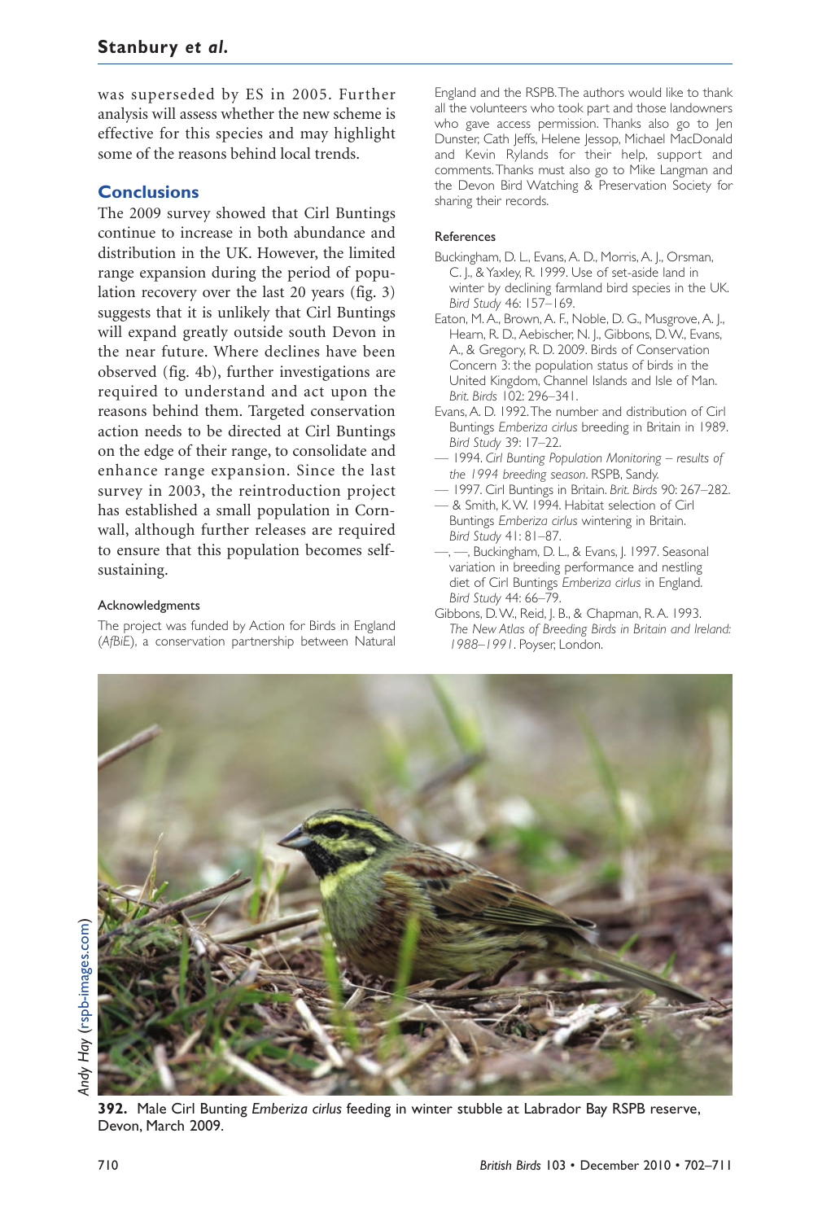was superseded by ES in 2005. Further analysis will assess whether the new scheme is effective for this species and may highlight some of the reasons behind local trends.

## Conclusions

The 2009 survey showed that Cirl Buntings continue to increase in both abundance and distribution in the UK. However, the limited range expansion during the period of population recovery over the last 20 years (fig. 3) suggests that it is unlikely that Cirl Buntings will expand greatly outside south Devon in the near future. Where declines have been observed (fig. 4b), further investigations are required to understand and act upon the reasons behind them. Targeted conservation action needs to be directed at Cirl Buntings on the edge of their range, to consolidate and enhance range expansion. Since the last survey in 2003, the reintroduction project has established a small population in Cornwall, although further releases are required to ensure that this population becomes self-sustaining.

### Acknowledgments

The project was funded by Action for Birds in England (*AfBiE*), a conservation partnership between Natural England and the RSPB. The authors would like to thank all the volunteers who took part and those landowners who gave access permission. Thanks also go to Jen Dunster, Cath Jeffs, Helene Jessop, Michael MacDonald and Kevin Rylands for their help, support and comments. Thanks must also go to Mike Langman and the Devon Bird Watching & Preservation Society for sharing their records.

### References

Buckingham, D. L., Evans, A. D., Morris, A. J., Orsman, C. J., & Yaxley, R. 1999. Use of set-aside land in winter by declining farmland bird species in the UK. *Bird Study* 46: 157–169.

Eaton, M. A., Brown, A. F., Noble, D. G., Musgrove, A. J., Hearn, R. D., Aebischer, N. J., Gibbons, D. W., Evans, A., & Gregory, R. D. 2009. Birds of Conservation Concern 3: the population status of birds in the United Kingdom, Channel Islands and Isle of Man. *Brit. Birds* 102: 296–341.

Evans, A. D. 1992. The number and distribution of Cirl Buntings *Emberiza cirlus* breeding in Britain in 1989. *Bird Study* 39: 17–22.

— 1994. *Cirl Bunting Population Monitoring – results of the 1994 breeding season*. RSPB, Sandy.

— 1997. Cirl Buntings in Britain. *Brit. Birds* 90: 267–282.

— & Smith, K. W. 1994. Habitat selection of Cirl Buntings *Emberiza cirlus* wintering in Britain. *Bird Study* 41: 81–87.

—, —, Buckingham, D. L., & Evans, J. 1997. Seasonal variation in breeding performance and nestling diet of Cirl Buntings *Emberiza cirlus* in England. *Bird Study* 44: 66–79.

Gibbons, D. W., Reid, J. B., & Chapman, R. A. 1993. *The New Atlas of Breeding Birds in Britain and Ireland: 1988–1991*. Poyser, London.

*Andy Hay* (rspb-images.com)

**392.** Male Cirl Bunting *Emberiza cirlus* feeding in winter stubble at Labrador Bay RSPB reserve, Devon, March 2009.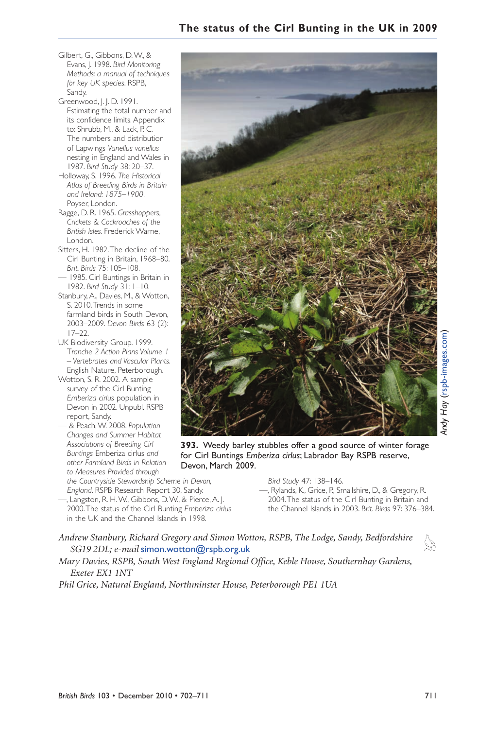Gilbert, G., Gibbons, D. W., & Evans, J. 1998. *Bird Monitoring Methods: a manual of techniques for key UK species*. RSPB, Sandy.

Greenwood, J. J. D. 1991. Estimating the total number and its confidence limits. Appendix to: Shrubb, M., & Lack, P. C. The numbers and distribution of Lapwings *Vanellus vanellus* nesting in England and Wales in 1987. *Bird Study* 38: 20–37.

Holloway, S. 1996. *The Historical Atlas of Breeding Birds in Britain and Ireland: 1875–1900*. Poyser, London.

Ragge, D. R. 1965. *Grasshoppers, Crickets & Cockroaches of the British Isles*. Frederick Warne, London.

Sitters, H. 1982. The decline of the Cirl Bunting in Britain, 1968–80. *Brit. Birds* 75: 105–108.

— 1985. Cirl Buntings in Britain in 1982. *Bird Study* 31: 1–10.

Stanbury, A., Davies, M., & Wotton, S. 2010. Trends in some farmland birds in South Devon, 2003–2009. *Devon Birds* 63 (2): 17–22.

UK Biodiversity Group. 1999. *Tranche 2 Action Plans Volume 1 – Vertebrates and Vascular Plants*. English Nature, Peterborough.

Wotton, S. R. 2002. A sample survey of the Cirl Bunting *Emberiza cirlus* population in Devon in 2002. Unpubl. RSPB report, Sandy.

— & Peach, W. 2008. *Population Changes and Summer Habitat Associations of Breeding Cirl Buntings* Emberiza cirlus *and other Farmland Birds in Relation to Measures Provided through the Countryside Stewardship Scheme in Devon, England*. RSPB Research Report 30, Sandy.

—, Langston, R. H. W., Gibbons, D. W., & Pierce, A. J. 2000. The status of the Cirl Bunting *Emberiza cirlus* in the UK and the Channel Islands in 1998. *Bird Study* 47: 138–146.

—, Rylands, K., Grice, P., Smallshire, D., & Gregory, R. 2004. The status of the Cirl Bunting in Britain and the Channel Islands in 2003. *Brit. Birds* 97: 376–384.

**393.** Weedy barley stubbles offer a good source of winter forage for Cirl Buntings *Emberiza cirlus*; Labrador Bay RSPB reserve, Devon, March 2009.

*Andy Hay (rspb-images.com)*

*Andrew Stanbury, Richard Gregory and Simon Wotton, RSPB, The Lodge, Sandy, Bedfordshire SG19 2DL; e-mail* simon.wotton@rspb.org.uk

*Mary Davies, RSPB, South West England Regional Office, Keble House, Southernhay Gardens, Exeter EX1 1NT*

*Phil Grice, Natural England, Northminster House, Peterborough PE1 1UA*